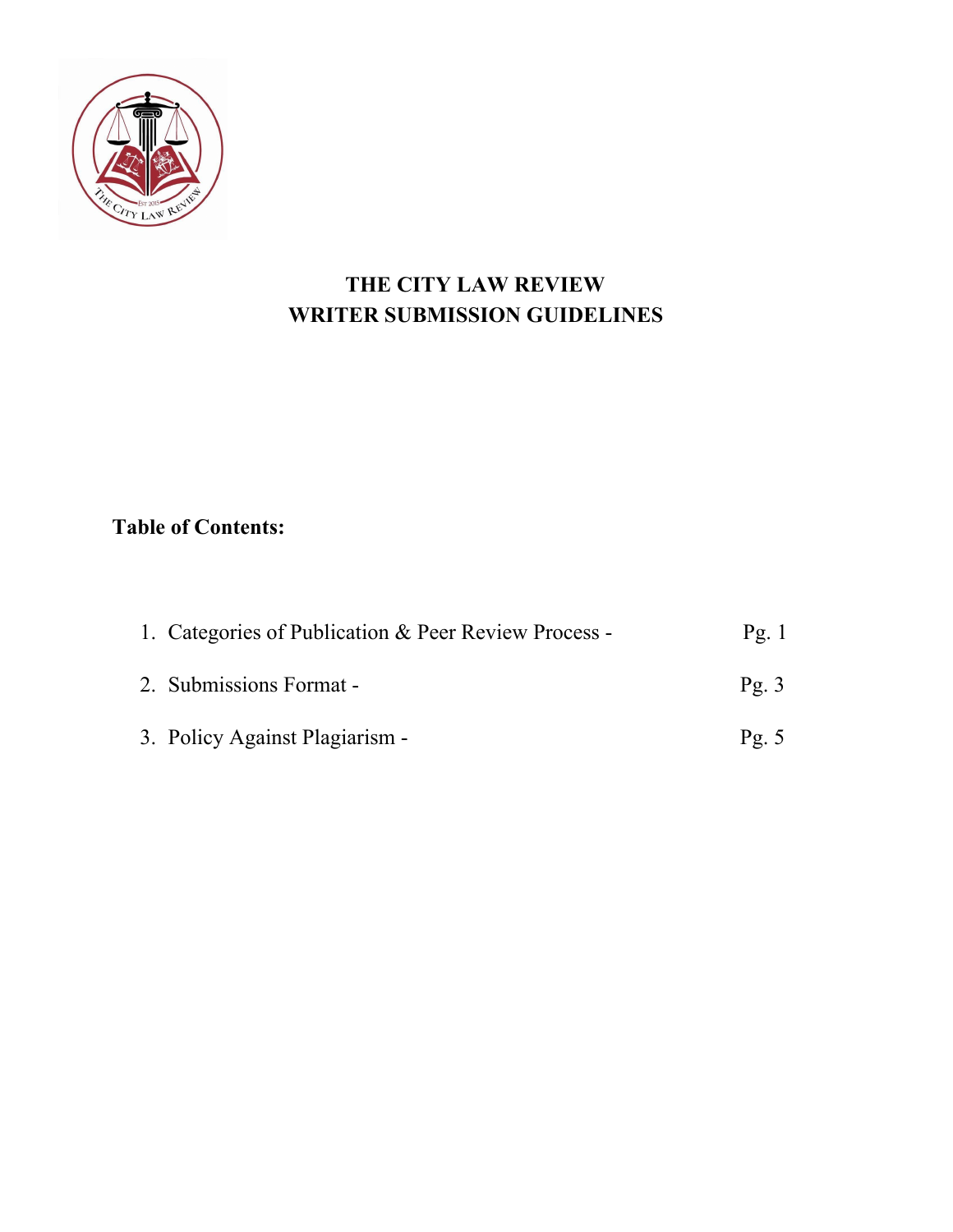# THE CITY LAW REVIEW
# WRITER SUBMISSION GUIDELINES

**Table of Contents:**

1. Categories of Publication & Peer Review Process - Pg. 1
2. Submissions Format - Pg. 3
3. Policy Against Plagiarism - Pg. 5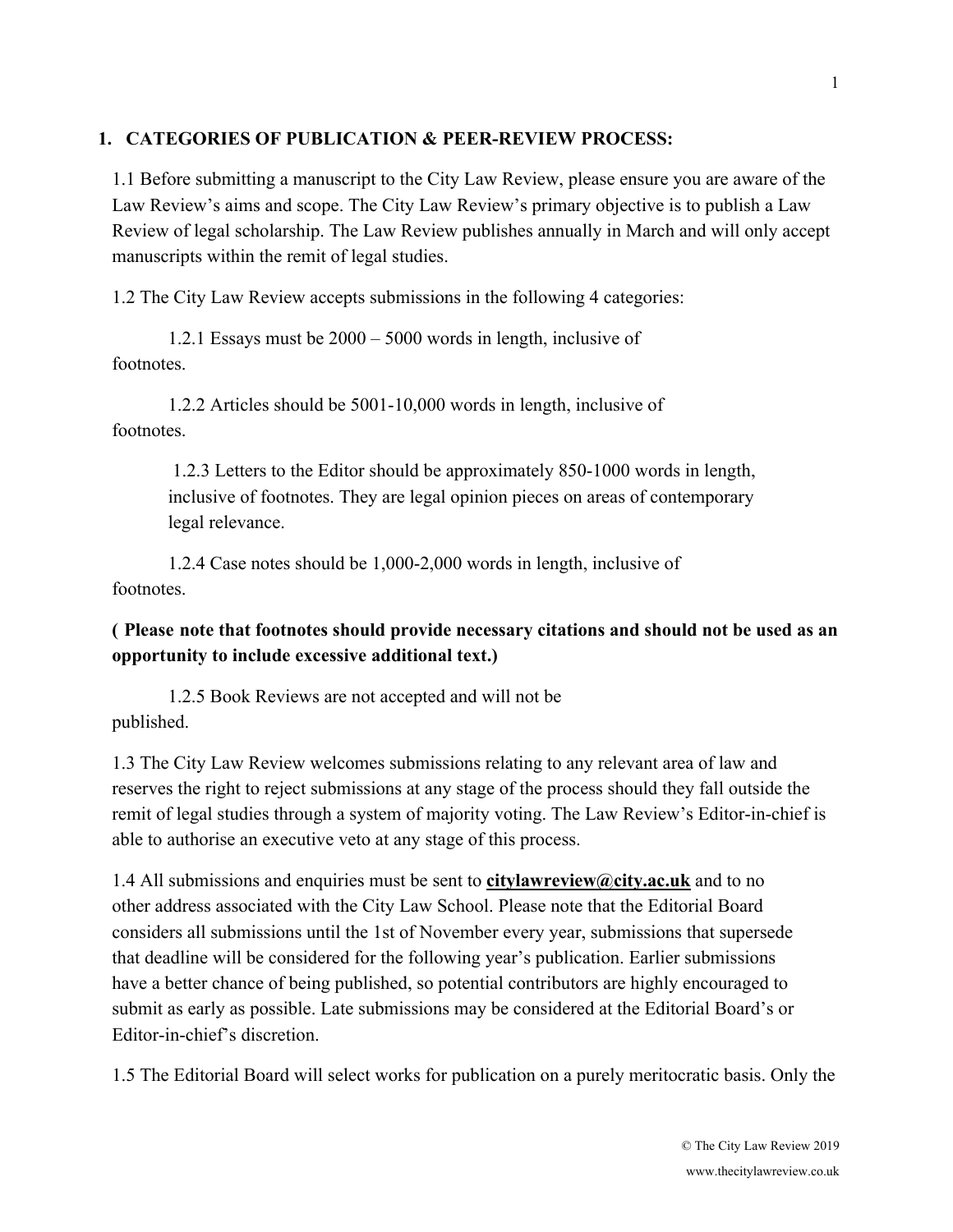## 1. CATEGORIES OF PUBLICATION & PEER-REVIEW PROCESS:

1.1 Before submitting a manuscript to the City Law Review, please ensure you are aware of the Law Review's aims and scope. The City Law Review's primary objective is to publish a Law Review of legal scholarship. The Law Review publishes annually in March and will only accept manuscripts within the remit of legal studies.

1.2 The City Law Review accepts submissions in the following 4 categories:

1.2.1 Essays must be 2000 – 5000 words in length, inclusive of footnotes.

1.2.2 Articles should be 5001-10,000 words in length, inclusive of footnotes.

1.2.3 Letters to the Editor should be approximately 850-1000 words in length, inclusive of footnotes. They are legal opinion pieces on areas of contemporary legal relevance.

1.2.4 Case notes should be 1,000-2,000 words in length, inclusive of footnotes.

**( Please note that footnotes should provide necessary citations and should not be used as an opportunity to include excessive additional text.)**

1.2.5 Book Reviews are not accepted and will not be published.

1.3 The City Law Review welcomes submissions relating to any relevant area of law and reserves the right to reject submissions at any stage of the process should they fall outside the remit of legal studies through a system of majority voting. The Law Review's Editor-in-chief is able to authorise an executive veto at any stage of this process.

1.4 All submissions and enquiries must be sent to **citylawreview@city.ac.uk** and to no other address associated with the City Law School. Please note that the Editorial Board considers all submissions until the 1st of November every year, submissions that supersede that deadline will be considered for the following year's publication. Earlier submissions have a better chance of being published, so potential contributors are highly encouraged to submit as early as possible. Late submissions may be considered at the Editorial Board's or Editor-in-chief's discretion.

1.5 The Editorial Board will select works for publication on a purely meritocratic basis. Only the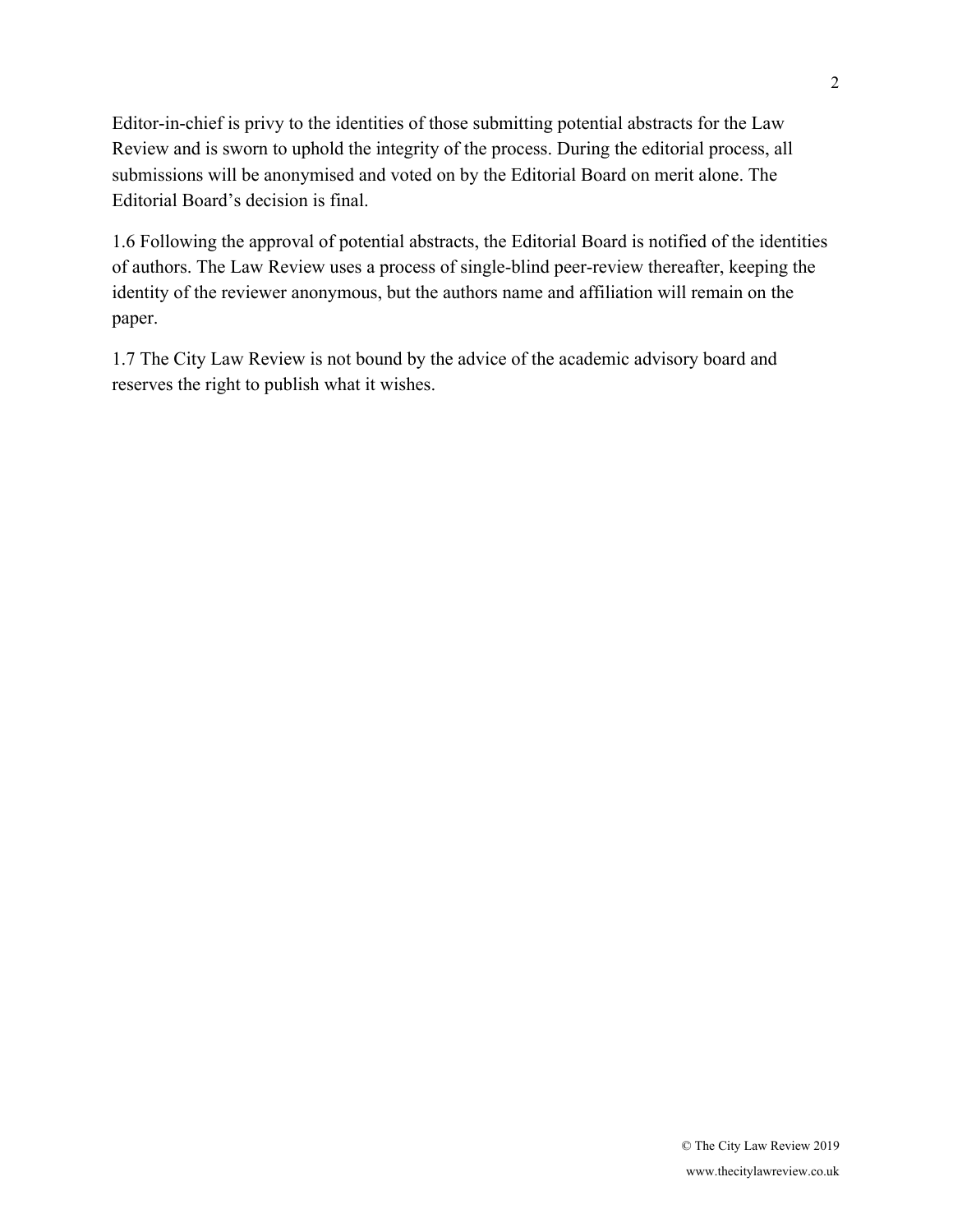Editor-in-chief is privy to the identities of those submitting potential abstracts for the Law Review and is sworn to uphold the integrity of the process. During the editorial process, all submissions will be anonymised and voted on by the Editorial Board on merit alone. The Editorial Board's decision is final.

1.6 Following the approval of potential abstracts, the Editorial Board is notified of the identities of authors. The Law Review uses a process of single-blind peer-review thereafter, keeping the identity of the reviewer anonymous, but the authors name and affiliation will remain on the paper.

1.7 The City Law Review is not bound by the advice of the academic advisory board and reserves the right to publish what it wishes.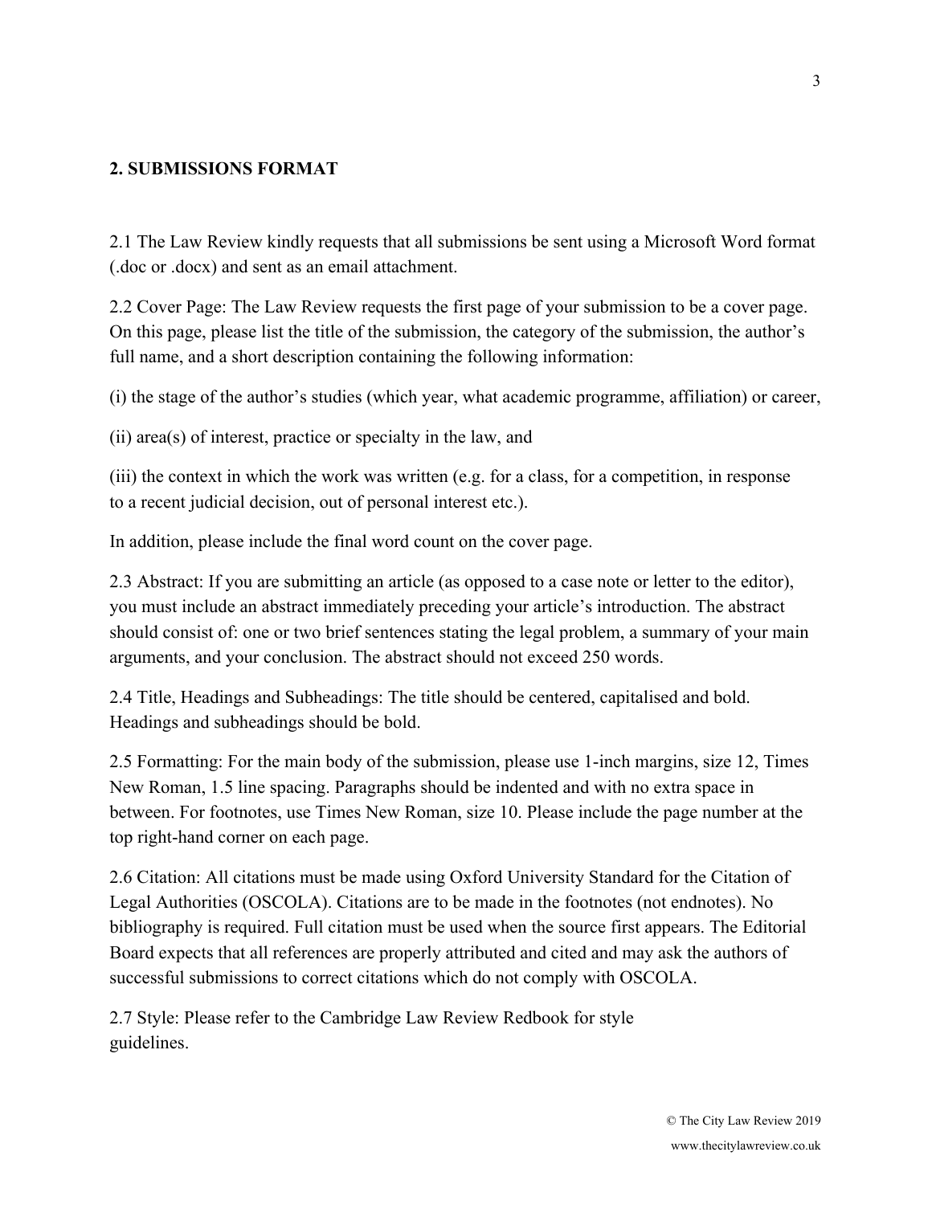## 2. SUBMISSIONS FORMAT

2.1 The Law Review kindly requests that all submissions be sent using a Microsoft Word format (.doc or .docx) and sent as an email attachment.

2.2 Cover Page: The Law Review requests the first page of your submission to be a cover page. On this page, please list the title of the submission, the category of the submission, the author's full name, and a short description containing the following information:

(i) the stage of the author's studies (which year, what academic programme, affiliation) or career,

(ii) area(s) of interest, practice or specialty in the law, and

(iii) the context in which the work was written (e.g. for a class, for a competition, in response to a recent judicial decision, out of personal interest etc.).

In addition, please include the final word count on the cover page.

2.3 Abstract: If you are submitting an article (as opposed to a case note or letter to the editor), you must include an abstract immediately preceding your article's introduction. The abstract should consist of: one or two brief sentences stating the legal problem, a summary of your main arguments, and your conclusion. The abstract should not exceed 250 words.

2.4 Title, Headings and Subheadings: The title should be centered, capitalised and bold. Headings and subheadings should be bold.

2.5 Formatting: For the main body of the submission, please use 1-inch margins, size 12, Times New Roman, 1.5 line spacing. Paragraphs should be indented and with no extra space in between. For footnotes, use Times New Roman, size 10. Please include the page number at the top right-hand corner on each page.

2.6 Citation: All citations must be made using Oxford University Standard for the Citation of Legal Authorities (OSCOLA). Citations are to be made in the footnotes (not endnotes). No bibliography is required. Full citation must be used when the source first appears. The Editorial Board expects that all references are properly attributed and cited and may ask the authors of successful submissions to correct citations which do not comply with OSCOLA.

2.7 Style: Please refer to the Cambridge Law Review Redbook for style guidelines.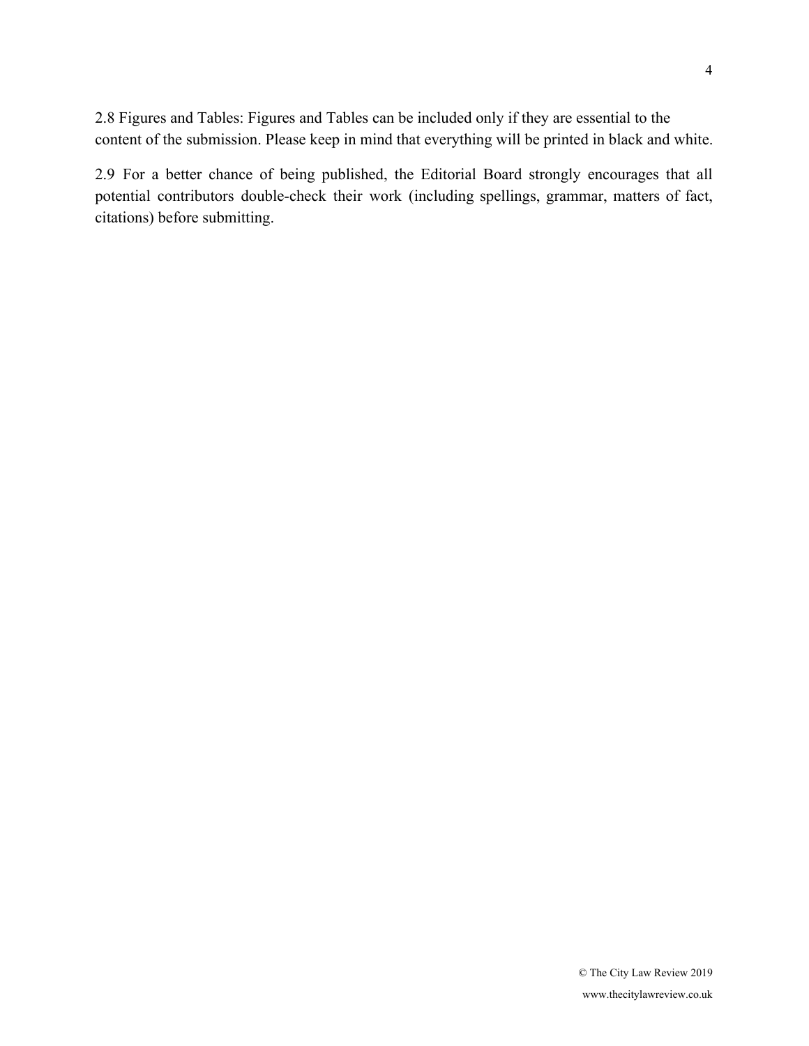2.8 Figures and Tables: Figures and Tables can be included only if they are essential to the content of the submission. Please keep in mind that everything will be printed in black and white.

2.9 For a better chance of being published, the Editorial Board strongly encourages that all potential contributors double-check their work (including spellings, grammar, matters of fact, citations) before submitting.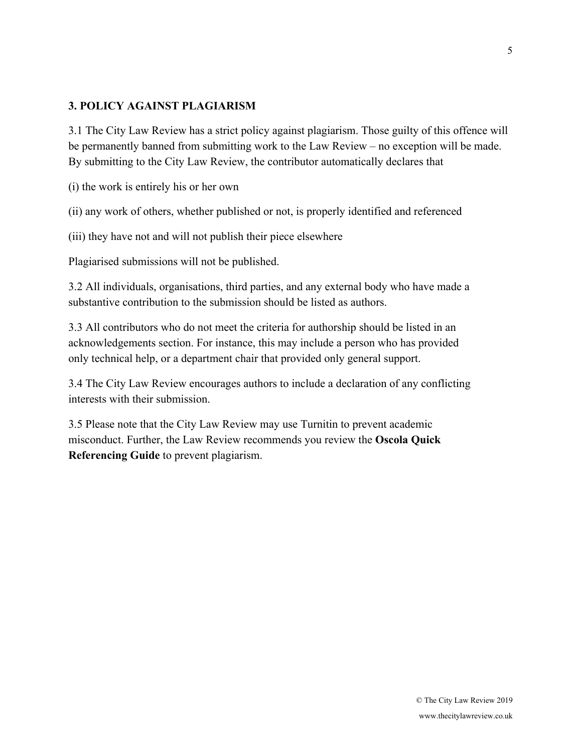## 3. POLICY AGAINST PLAGIARISM

3.1 The City Law Review has a strict policy against plagiarism. Those guilty of this offence will be permanently banned from submitting work to the Law Review – no exception will be made. By submitting to the City Law Review, the contributor automatically declares that

(i) the work is entirely his or her own

(ii) any work of others, whether published or not, is properly identified and referenced

(iii) they have not and will not publish their piece elsewhere

Plagiarised submissions will not be published.

3.2 All individuals, organisations, third parties, and any external body who have made a substantive contribution to the submission should be listed as authors.

3.3 All contributors who do not meet the criteria for authorship should be listed in an acknowledgements section. For instance, this may include a person who has provided only technical help, or a department chair that provided only general support.

3.4 The City Law Review encourages authors to include a declaration of any conflicting interests with their submission.

3.5 Please note that the City Law Review may use Turnitin to prevent academic misconduct. Further, the Law Review recommends you review the **Oscola Quick Referencing Guide** to prevent plagiarism.